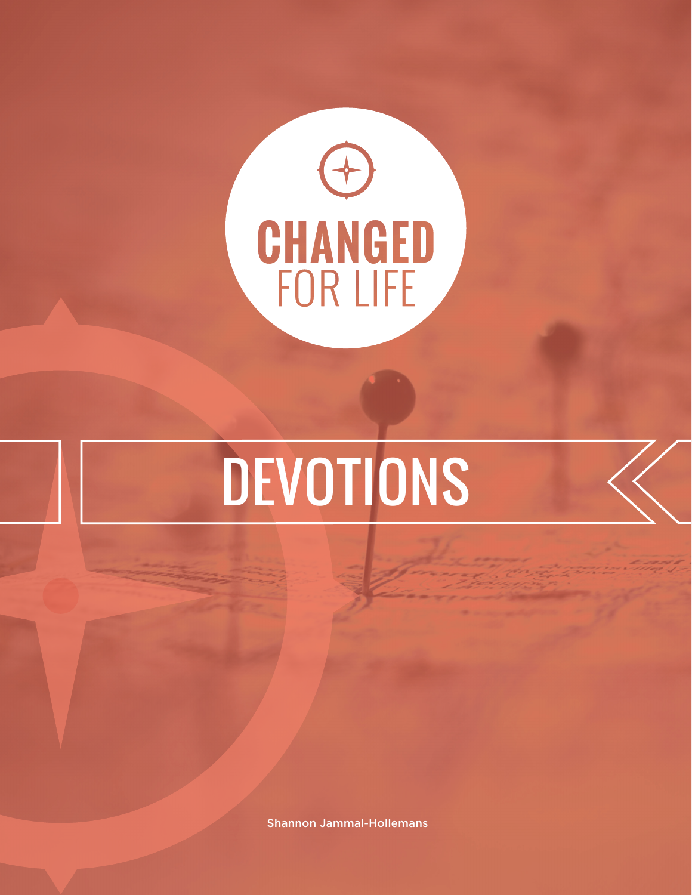# CHANGED FOR LIFE

# DEVOTIONS

Shannon Jammal-Hollemans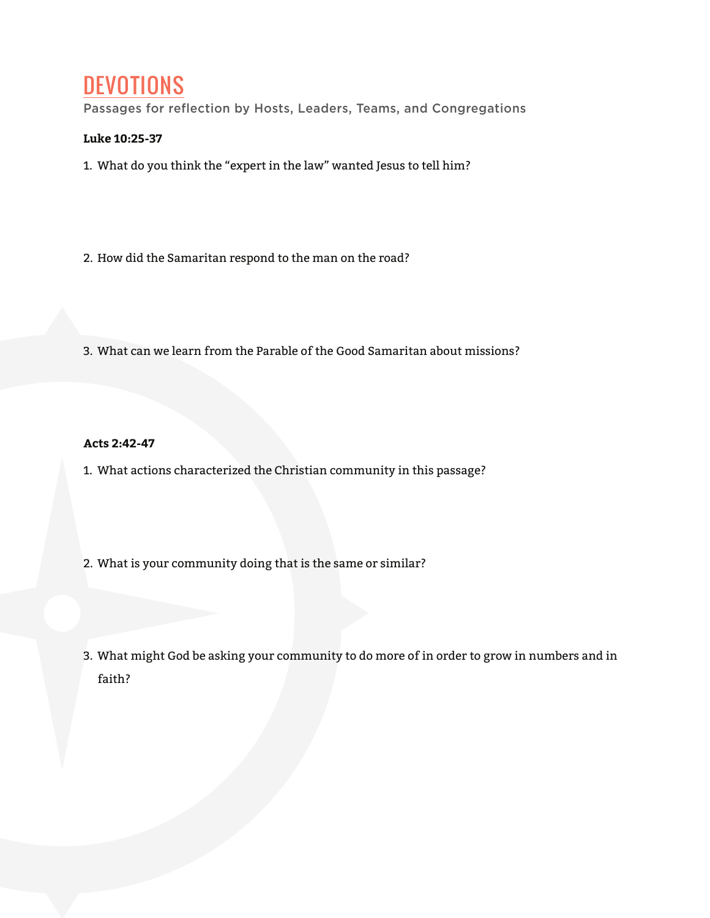# DEVOTIONS

Passages for reflection by Hosts, Leaders, Teams, and Congregations

**Luke 10:25-37**

1. What do you think the “expert in the law” wanted Jesus to tell him?

2. How did the Samaritan respond to the man on the road?

3. What can we learn from the Parable of the Good Samaritan about missions?

**Acts 2:42-47**

1. What actions characterized the Christian community in this passage?

2. What is your community doing that is the same or similar?

3. What might God be asking your community to do more of in order to grow in numbers and in faith?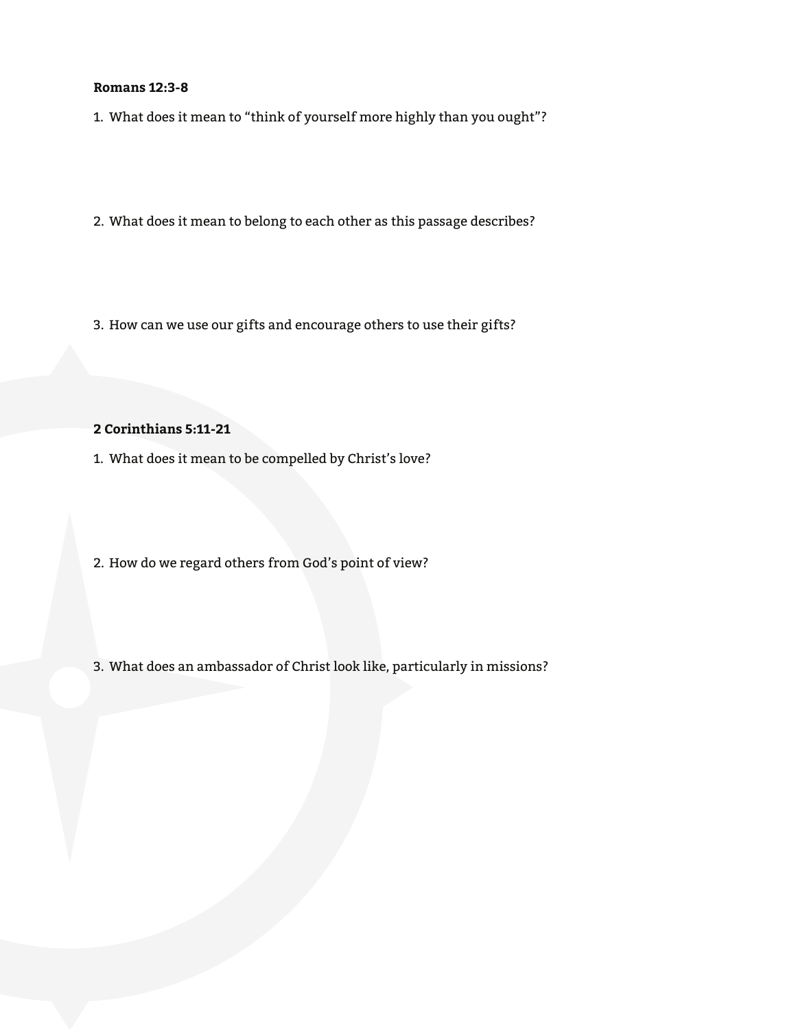**Romans 12:3-8**

1. What does it mean to "think of yourself more highly than you ought"?

2. What does it mean to belong to each other as this passage describes?

3. How can we use our gifts and encourage others to use their gifts?

**2 Corinthians 5:11-21**

1. What does it mean to be compelled by Christ's love?

2. How do we regard others from God's point of view?

3. What does an ambassador of Christ look like, particularly in missions?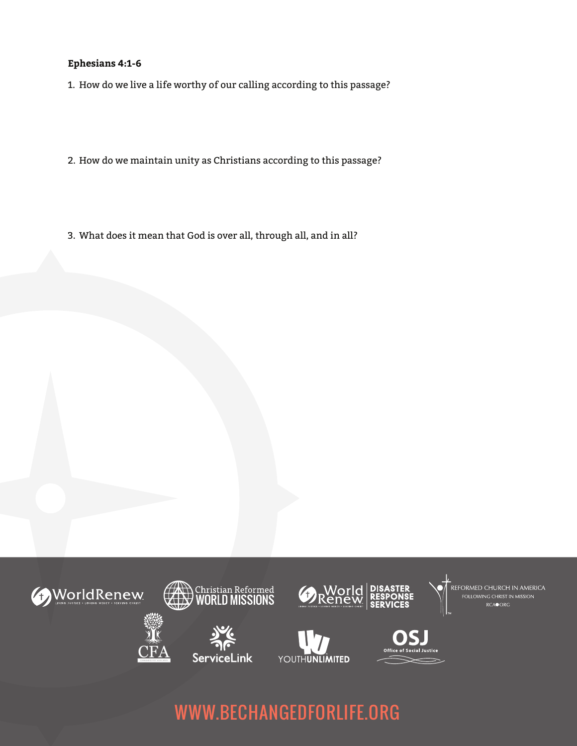**Ephesians 4:1-6**

1. How do we live a life worthy of our calling according to this passage?

2. How do we maintain unity as Christians according to this passage?

3. What does it mean that God is over all, through all, and in all?

WWW.BECHANGEDFORLIFE.ORG